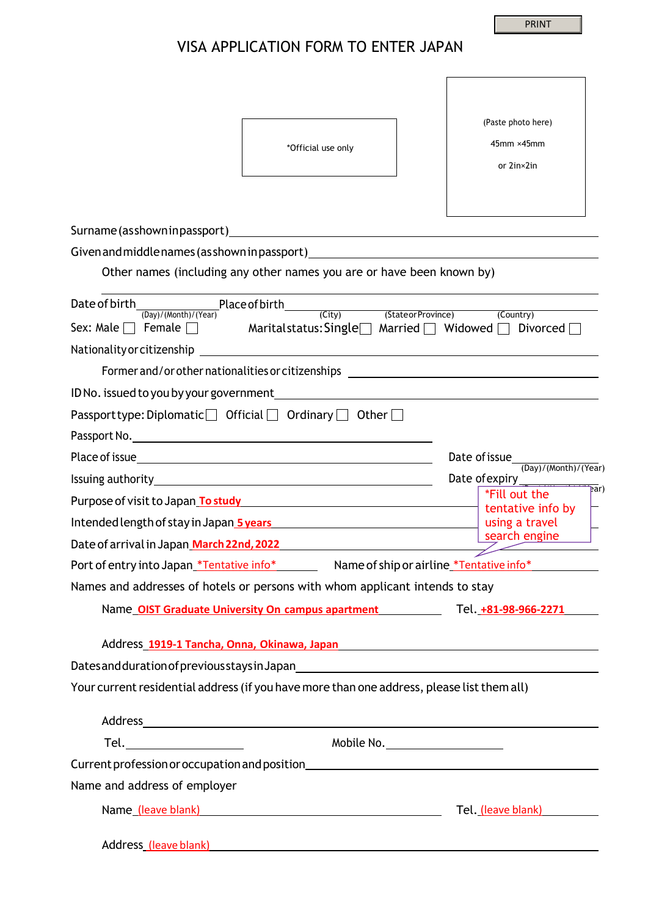PRINT

# VISA APPLICATION FORM TO ENTER JAPAN

*Official use only

(Paste photo here)

45mm ×45mm

or 2in×2in

Surname (as shown in passport) ______________________________

Given and middle names (as shown in passport) ______________________________

Other names (including any other names you are or have been known by)

______________________________

Date of birth ______________ Place of birth ______________________________
(Day)/(Month)/(Year) (City) (State or Province) (Country)

Sex: Male ☐ Female ☐ Marital status: Single ☐ Married ☐ Widowed ☐ Divorced ☐

Nationality or citizenship ______________________________

Former and/or other nationalities or citizenships ______________________________

ID No. issued to you by your government ______________________________

Passport type: Diplomatic ☐ Official ☐ Ordinary ☐ Other ☐

Passport No. ______________________________

Place of issue ______________________________ Date of issue ______________
(Day)/(Month)/(Year)

Issuing authority ______________________________ Date of expiry ______________
(Day)/(Month)/(Year)

Purpose of visit to Japan **To study**

Intended length of stay in Japan **5 years**

Date of arrival in Japan **March 22nd, 2022**

*Fill out the tentative info by using a travel search engine

Port of entry into Japan *Tentative info* Name of ship or airline *Tentative info*

Names and addresses of hotels or persons with whom applicant intends to stay

Name **OIST Graduate University On campus apartment** Tel. **+81-98-966-2271**

Address **1919-1 Tancha, Onna, Okinawa, Japan**

Dates and duration of previous stays in Japan ______________________________

Your current residential address (if you have more than one address, please list them all)

Address ______________________________

Tel. ______________ Mobile No. ______________

Current profession or occupation and position ______________________________

Name and address of employer

Name (leave blank) Tel. (leave blank)

Address (leave blank)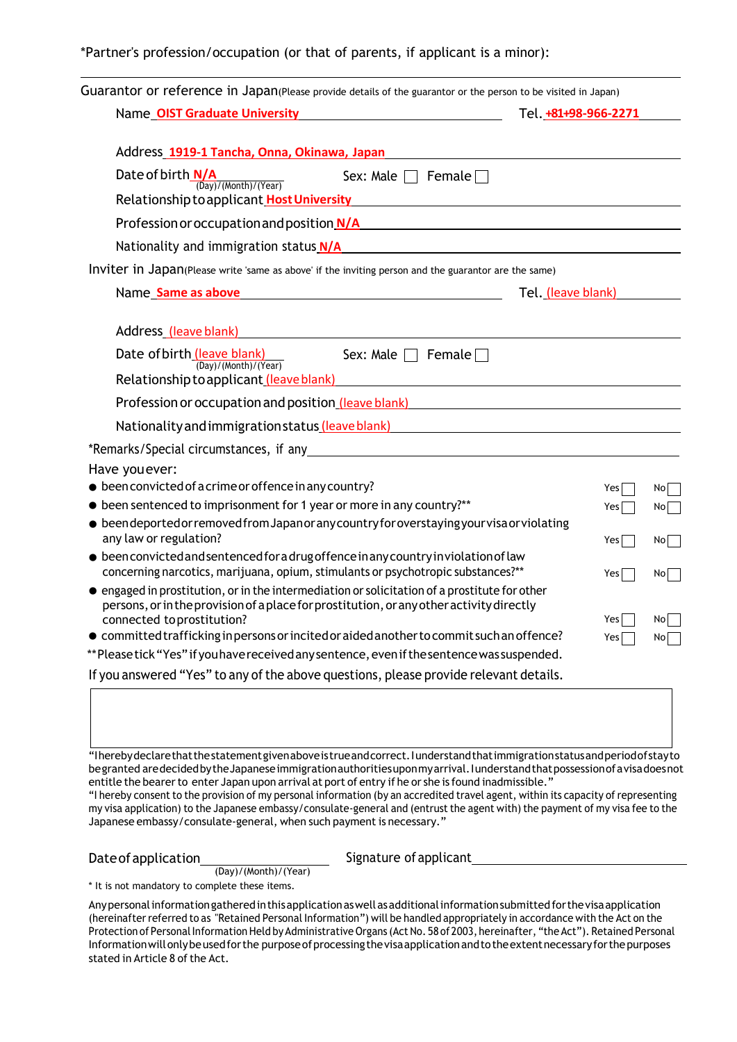*Partner's profession/occupation (or that of parents, if applicant is a minor):

Guarantor or reference in Japan (Please provide details of the guarantor or the person to be visited in Japan)

Name OIST Graduate University Tel. +81+98-966-2271

Address 1919-1 Tancha, Onna, Okinawa, Japan

Date of birth N/A (Day)/(Month)/(Year) Sex: Male ☐ Female ☐

Relationship to applicant Host University

Profession or occupation and position N/A

Nationality and immigration status N/A

Inviter in Japan (Please write 'same as above' if the inviting person and the guarantor are the same)

Name Same as above Tel. (leave blank)

Address (leave blank)

Date of birth (leave blank) (Day)/(Month)/(Year) Sex: Male ☐ Female ☐

Relationship to applicant (leave blank)

Profession or occupation and position (leave blank)

Nationality and immigration status (leave blank)

*Remarks/Special circumstances, if any

Have you ever:

| | | |
|---|---|---|
| ● been convicted of a crime or offence in any country? | Yes ☐ | No ☐ |
| ● been sentenced to imprisonment for 1 year or more in any country?** | Yes ☐ | No ☐ |
| ● been deported or removed from Japan or any country for overstaying your visa or violating any law or regulation? | Yes ☐ | No ☐ |
| ● been convicted and sentenced for a drug offence in any country in violation of law concerning narcotics, marijuana, opium, stimulants or psychotropic substances?** | Yes ☐ | No ☐ |
| ● engaged in prostitution, or in the intermediation or solicitation of a prostitute for other persons, or in the provision of a place for prostitution, or any other activity directly connected to prostitution? | Yes ☐ | No ☐ |
| ● committed trafficking in persons or incited or aided another to commit such an offence? | Yes ☐ | No ☐ |

**Please tick "Yes" if you have received any sentence, even if the sentence was suspended.

If you answered "Yes" to any of the above questions, please provide relevant details.

"I hereby declare that the statement given above is true and correct. I understand that immigration status and period of stay to be granted are decided by the Japanese immigration authorities upon my arrival. I understand that possession of a visa does not entitle the bearer to enter Japan upon arrival at port of entry if he or she is found inadmissible."

"I hereby consent to the provision of my personal information (by an accredited travel agent, within its capacity of representing my visa application) to the Japanese embassy/consulate-general and (entrust the agent with) the payment of my visa fee to the Japanese embassy/consulate-general, when such payment is necessary."

Date of application (Day)/(Month)/(Year) Signature of applicant

* It is not mandatory to complete these items.

Any personal information gathered in this application as well as additional information submitted for the visa application (hereinafter referred to as "Retained Personal Information") will be handled appropriately in accordance with the Act on the Protection of Personal Information Held by Administrative Organs (Act No. 58 of 2003, hereinafter, "the Act"). Retained Personal Information will only be used for the purpose of processing the visa application and to the extent necessary for the purposes stated in Article 8 of the Act.